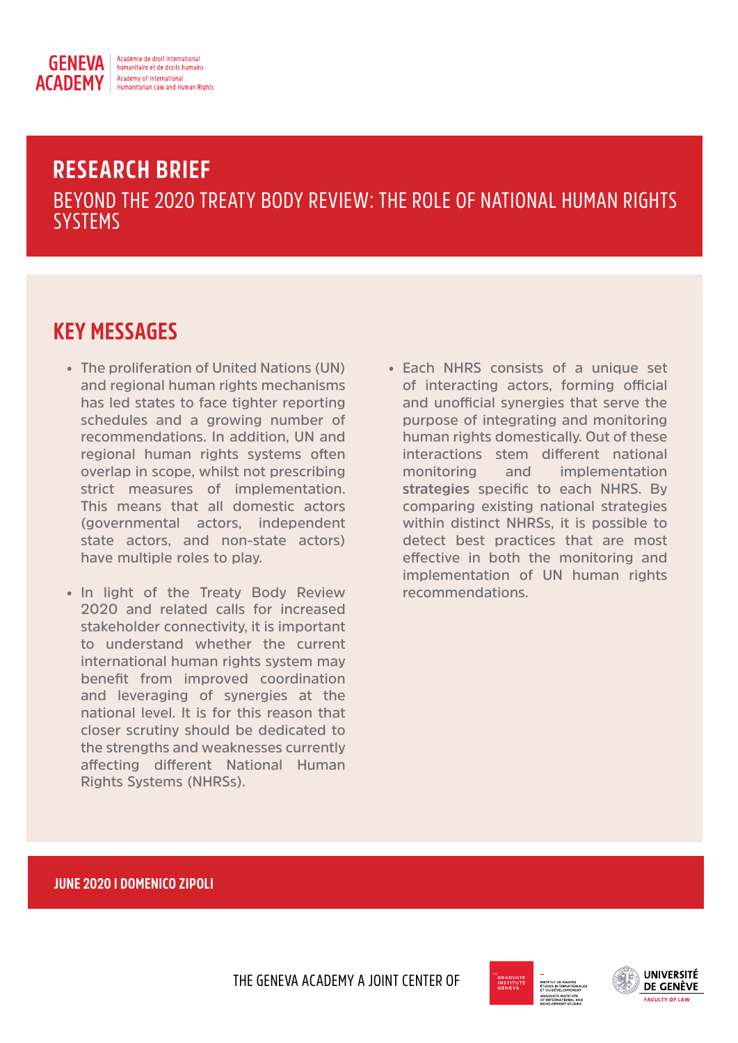GENEVA ACADEMY

Académie de droit international humanitaire et de droits humains
Academy of International Humanitarian Law and Human Rights

# RESEARCH BRIEF

## BEYOND THE 2020 TREATY BODY REVIEW: THE ROLE OF NATIONAL HUMAN RIGHTS SYSTEMS

## KEY MESSAGES

- The proliferation of United Nations (UN) and regional human rights mechanisms has led states to face tighter reporting schedules and a growing number of recommendations. In addition, UN and regional human rights systems often overlap in scope, whilst not prescribing strict measures of implementation. This means that all domestic actors (governmental actors, independent state actors, and non-state actors) have multiple roles to play.
- In light of the Treaty Body Review 2020 and related calls for increased stakeholder connectivity, it is important to understand whether the current international human rights system may benefit from improved coordination and leveraging of synergies at the national level. It is for this reason that closer scrutiny should be dedicated to the strengths and weaknesses currently affecting different National Human Rights Systems (NHRSs).
- Each NHRS consists of a unique set of interacting actors, forming official and unofficial synergies that serve the purpose of integrating and monitoring human rights domestically. Out of these interactions stem different national monitoring and implementation **strategies** specific to each NHRS. By comparing existing national strategies within distinct NHRSs, it is possible to detect best practices that are most effective in both the monitoring and implementation of UN human rights recommendations.

**JUNE 2020 I DOMENICO ZIPOLI**

THE GENEVA ACADEMY A JOINT CENTER OF

GRADUATE INSTITUTE GENEVA — INSTITUT DE HAUTES ÉTUDES INTERNATIONALES ET DU DÉVELOPPEMENT — GRADUATE INSTITUTE OF INTERNATIONAL AND DEVELOPMENT STUDIES

UNIVERSITÉ DE GENÈVE — FACULTY OF LAW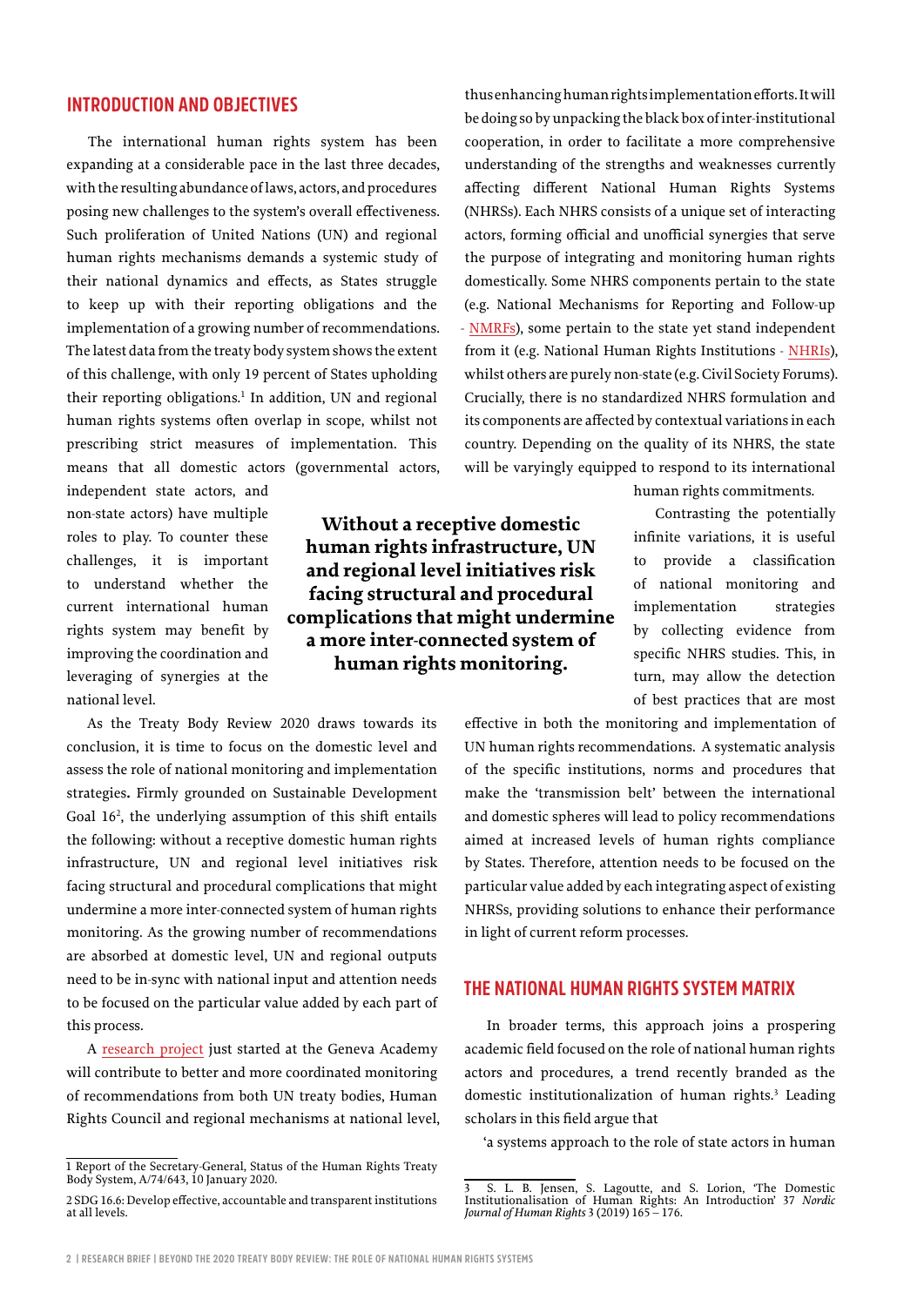## INTRODUCTION AND OBJECTIVES

The international human rights system has been expanding at a considerable pace in the last three decades, with the resulting abundance of laws, actors, and procedures posing new challenges to the system's overall effectiveness. Such proliferation of United Nations (UN) and regional human rights mechanisms demands a systemic study of their national dynamics and effects, as States struggle to keep up with their reporting obligations and the implementation of a growing number of recommendations. The latest data from the treaty body system shows the extent of this challenge, with only 19 percent of States upholding their reporting obligations.[1] In addition, UN and regional human rights systems often overlap in scope, whilst not prescribing strict measures of implementation. This means that all domestic actors (governmental actors, independent state actors, and non-state actors) have multiple roles to play. To counter these challenges, it is important to understand whether the current international human rights system may benefit by improving the coordination and leveraging of synergies at the national level.

**Without a receptive domestic human rights infrastructure, UN and regional level initiatives risk facing structural and procedural complications that might undermine a more inter-connected system of human rights monitoring.**

As the Treaty Body Review 2020 draws towards its conclusion, it is time to focus on the domestic level and assess the role of national monitoring and implementation strategies. Firmly grounded on Sustainable Development Goal 16[2], the underlying assumption of this shift entails the following: without a receptive domestic human rights infrastructure, UN and regional level initiatives risk facing structural and procedural complications that might undermine a more inter-connected system of human rights monitoring. As the growing number of recommendations are absorbed at domestic level, UN and regional outputs need to be in-sync with national input and attention needs to be focused on the particular value added by each part of this process.

A research project just started at the Geneva Academy will contribute to better and more coordinated monitoring of recommendations from both UN treaty bodies, Human Rights Council and regional mechanisms at national level, thus enhancing human rights implementation efforts. It will be doing so by unpacking the black box of inter-institutional cooperation, in order to facilitate a more comprehensive understanding of the strengths and weaknesses currently affecting different National Human Rights Systems (NHRSs). Each NHRS consists of a unique set of interacting actors, forming official and unofficial synergies that serve the purpose of integrating and monitoring human rights domestically. Some NHRS components pertain to the state (e.g. National Mechanisms for Reporting and Follow-up - NMRFs), some pertain to the state yet stand independent from it (e.g. National Human Rights Institutions - NHRIs), whilst others are purely non-state (e.g. Civil Society Forums). Crucially, there is no standardized NHRS formulation and its components are affected by contextual variations in each country. Depending on the quality of its NHRS, the state will be varyingly equipped to respond to its international human rights commitments.

Contrasting the potentially infinite variations, it is useful to provide a classification of national monitoring and implementation strategies by collecting evidence from specific NHRS studies. This, in turn, may allow the detection of best practices that are most effective in both the monitoring and implementation of UN human rights recommendations. A systematic analysis of the specific institutions, norms and procedures that make the 'transmission belt' between the international and domestic spheres will lead to policy recommendations aimed at increased levels of human rights compliance by States. Therefore, attention needs to be focused on the particular value added by each integrating aspect of existing NHRSs, providing solutions to enhance their performance in light of current reform processes.

## THE NATIONAL HUMAN RIGHTS SYSTEM MATRIX

In broader terms, this approach joins a prospering academic field focused on the role of national human rights actors and procedures, a trend recently branded as the domestic institutionalization of human rights.[3] Leading scholars in this field argue that

'a systems approach to the role of state actors in human

---

1 Report of the Secretary-General, Status of the Human Rights Treaty Body System, A/74/643, 10 January 2020.

2 SDG 16.6: Develop effective, accountable and transparent institutions at all levels.

3 S. L. B. Jensen, S. Lagoutte, and S. Lorion, 'The Domestic Institutionalisation of Human Rights: An Introduction' 37 *Nordic Journal of Human Rights* 3 (2019) 165 – 176.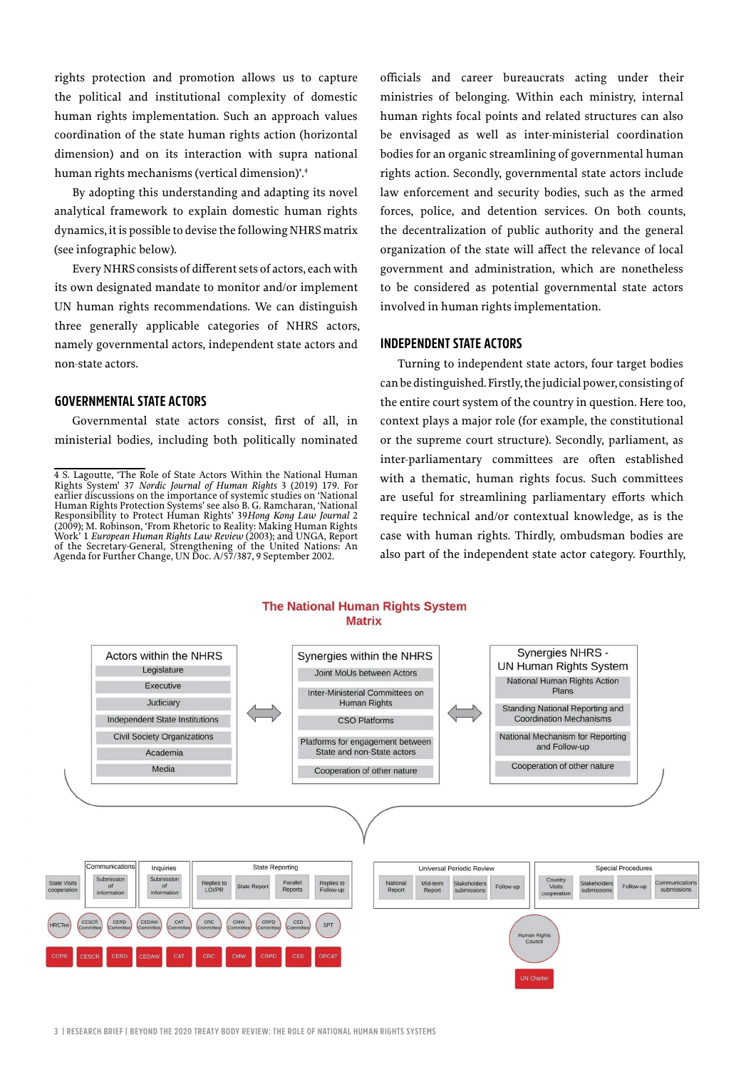rights protection and promotion allows us to capture the political and institutional complexity of domestic human rights implementation. Such an approach values coordination of the state human rights action (horizontal dimension) and on its interaction with supra national human rights mechanisms (vertical dimension)'.[4]

By adopting this understanding and adapting its novel analytical framework to explain domestic human rights dynamics, it is possible to devise the following NHRS matrix (see infographic below).

Every NHRS consists of different sets of actors, each with its own designated mandate to monitor and/or implement UN human rights recommendations. We can distinguish three generally applicable categories of NHRS actors, namely governmental actors, independent state actors and non-state actors.

## GOVERNMENTAL STATE ACTORS

Governmental state actors consist, first of all, in ministerial bodies, including both politically nominated officials and career bureaucrats acting under their ministries of belonging. Within each ministry, internal human rights focal points and related structures can also be envisaged as well as inter-ministerial coordination bodies for an organic streamlining of governmental human rights action. Secondly, governmental state actors include law enforcement and security bodies, such as the armed forces, police, and detention services. On both counts, the decentralization of public authority and the general organization of the state will affect the relevance of local government and administration, which are nonetheless to be considered as potential governmental state actors involved in human rights implementation.

## INDEPENDENT STATE ACTORS

Turning to independent state actors, four target bodies can be distinguished. Firstly, the judicial power, consisting of the entire court system of the country in question. Here too, context plays a major role (for example, the constitutional or the supreme court structure). Secondly, parliament, as inter-parliamentary committees are often established with a thematic, human rights focus. Such committees are useful for streamlining parliamentary efforts which require technical and/or contextual knowledge, as is the case with human rights. Thirdly, ombudsman bodies are also part of the independent state actor category. Fourthly,

### The National Human Rights System Matrix

| Actors within the NHRS | Synergies within the NHRS | Synergies NHRS - UN Human Rights System |
|---|---|---|
| Legislature | Joint MoUs between Actors | National Human Rights Action Plans |
| Executive | Inter-Ministerial Committees on Human Rights | Standing National Reporting and Coordination Mechanisms |
| Judiciary | CSO Platforms | National Mechanism for Reporting and Follow-up |
| Independent State Institutions | Platforms for engagement between State and non-State actors | Cooperation of other nature |
| Civil Society Organizations | Cooperation of other nature | |
| Academia | | |
| Media | | |

State Visits cooperation | Communications: Submission of information | Inquiries: Submission of information | State Reporting: Replies to LOI/PR, State Report, Parallel Reports, Replies to Follow-up

HRCtee, CESCR Committee, CERD Committee, CEDAW Committee, CAT Committee, CRC Committee, CMW Committee, CRPD Committee, CED Committee, SPT

CCPR, CESCR, CERD, CEDAW, CAT, CRC, CMW, CRPD, CED, OPCAT

Universal Periodic Review: National Report, Mid-term Report, Stakeholders submissions, Follow-up

Special Procedures: Country Visits cooperation, Stakeholders submissions, Follow-up, Communications submissions

Human Rights Council

UN Charter

---

4 S. Lagoutte, 'The Role of State Actors Within the National Human Rights System' 37 *Nordic Journal of Human Rights* 3 (2019) 179. For earlier discussions on the importance of systemic studies on 'National Human Rights Protection Systems' see also B. G. Ramcharan, 'National Responsibility to Protect Human Rights' 39 *Hong Kong Law Journal* 2 (2009); M. Robinson, 'From Rhetoric to Reality: Making Human Rights Work' 1 *European Human Rights Law Review* (2003); and UNGA, Report of the Secretary-General, Strengthening of the United Nations: An Agenda for Further Change, UN Doc. A/57/387, 9 September 2002.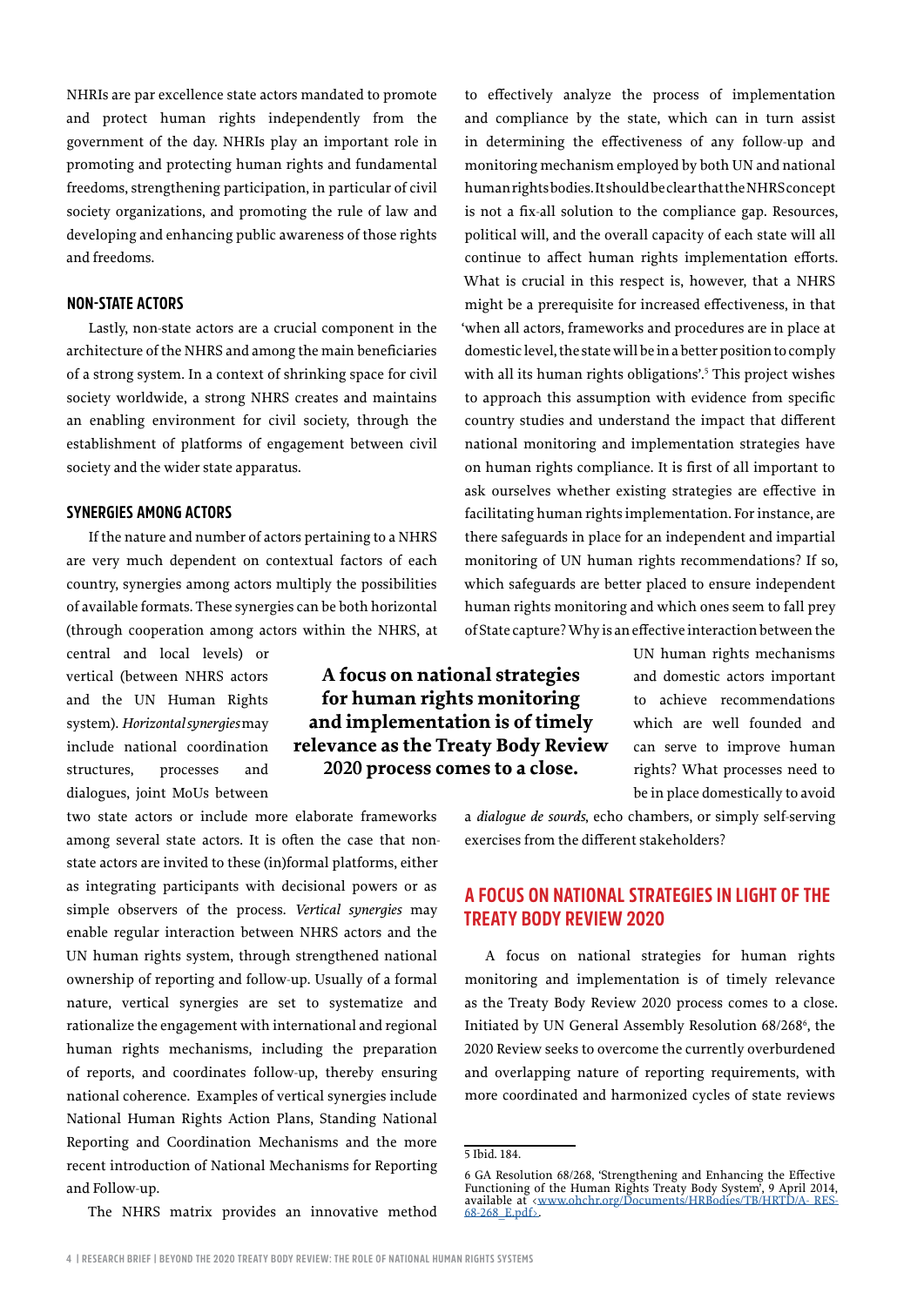NHRIs are par excellence state actors mandated to promote and protect human rights independently from the government of the day. NHRIs play an important role in promoting and protecting human rights and fundamental freedoms, strengthening participation, in particular of civil society organizations, and promoting the rule of law and developing and enhancing public awareness of those rights and freedoms.

### NON-STATE ACTORS

Lastly, non-state actors are a crucial component in the architecture of the NHRS and among the main beneficiaries of a strong system. In a context of shrinking space for civil society worldwide, a strong NHRS creates and maintains an enabling environment for civil society, through the establishment of platforms of engagement between civil society and the wider state apparatus.

### SYNERGIES AMONG ACTORS

If the nature and number of actors pertaining to a NHRS are very much dependent on contextual factors of each country, synergies among actors multiply the possibilities of available formats. These synergies can be both horizontal (through cooperation among actors within the NHRS, at central and local levels) or vertical (between NHRS actors and the UN Human Rights system). *Horizontal synergies* may include national coordination structures, processes and dialogues, joint MoUs between two state actors or include more elaborate frameworks among several state actors. It is often the case that non-state actors are invited to these (in)formal platforms, either as integrating participants with decisional powers or as simple observers of the process. *Vertical synergies* may enable regular interaction between NHRS actors and the UN human rights system, through strengthened national ownership of reporting and follow-up. Usually of a formal nature, vertical synergies are set to systematize and rationalize the engagement with international and regional human rights mechanisms, including the preparation of reports, and coordinates follow-up, thereby ensuring national coherence. Examples of vertical synergies include National Human Rights Action Plans, Standing National Reporting and Coordination Mechanisms and the more recent introduction of National Mechanisms for Reporting and Follow-up.

The NHRS matrix provides an innovative method to effectively analyze the process of implementation and compliance by the state, which can in turn assist in determining the effectiveness of any follow-up and monitoring mechanism employed by both UN and national human rights bodies. It should be clear that the NHRS concept is not a fix-all solution to the compliance gap. Resources, political will, and the overall capacity of each state will all continue to affect human rights implementation efforts. What is crucial in this respect is, however, that a NHRS might be a prerequisite for increased effectiveness, in that 'when all actors, frameworks and procedures are in place at domestic level, the state will be in a better position to comply with all its human rights obligations'.[5] This project wishes to approach this assumption with evidence from specific country studies and understand the impact that different national monitoring and implementation strategies have on human rights compliance. It is first of all important to ask ourselves whether existing strategies are effective in facilitating human rights implementation. For instance, are there safeguards in place for an independent and impartial monitoring of UN human rights recommendations? If so, which safeguards are better placed to ensure independent human rights monitoring and which ones seem to fall prey of State capture? Why is an effective interaction between the UN human rights mechanisms and domestic actors important to achieve recommendations which are well founded and can serve to improve human rights? What processes need to be in place domestically to avoid a *dialogue de sourds*, echo chambers, or simply self-serving exercises from the different stakeholders?

**A focus on national strategies for human rights monitoring and implementation is of timely relevance as the Treaty Body Review 2020 process comes to a close.**

## A FOCUS ON NATIONAL STRATEGIES IN LIGHT OF THE TREATY BODY REVIEW 2020

A focus on national strategies for human rights monitoring and implementation is of timely relevance as the Treaty Body Review 2020 process comes to a close. Initiated by UN General Assembly Resolution 68/268[6], the 2020 Review seeks to overcome the currently overburdened and overlapping nature of reporting requirements, with more coordinated and harmonized cycles of state reviews

---

5 Ibid. 184.

6 GA Resolution 68/268, 'Strengthening and Enhancing the Effective Functioning of the Human Rights Treaty Body System', 9 April 2014, available at ‹www.ohchr.org/Documents/HRBodies/TB/HRTD/A- RES-68-268_E.pdf›.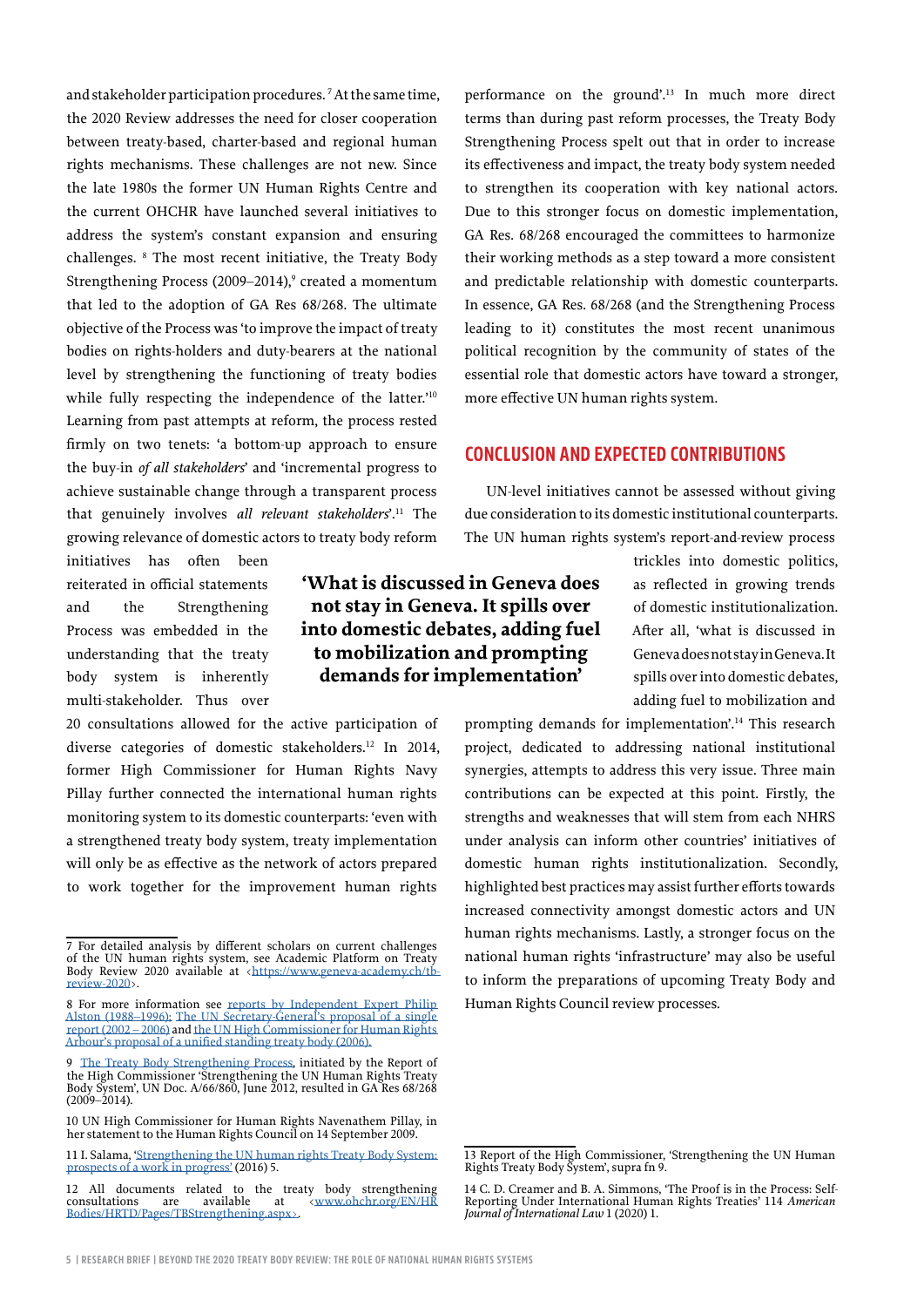and stakeholder participation procedures.[7] At the same time, the 2020 Review addresses the need for closer cooperation between treaty-based, charter-based and regional human rights mechanisms. These challenges are not new. Since the late 1980s the former UN Human Rights Centre and the current OHCHR have launched several initiatives to address the system's constant expansion and ensuring challenges.[8] The most recent initiative, the Treaty Body Strengthening Process (2009–2014),[9] created a momentum that led to the adoption of GA Res 68/268. The ultimate objective of the Process was 'to improve the impact of treaty bodies on rights-holders and duty-bearers at the national level by strengthening the functioning of treaty bodies while fully respecting the independence of the latter.'[10] Learning from past attempts at reform, the process rested firmly on two tenets: 'a bottom-up approach to ensure the buy-in *of all stakeholders*' and 'incremental progress to achieve sustainable change through a transparent process that genuinely involves *all relevant stakeholders*'.[11] The growing relevance of domestic actors to treaty body reform initiatives has often been reiterated in official statements and the Strengthening Process was embedded in the understanding that the treaty body system is inherently multi-stakeholder. Thus over 20 consultations allowed for the active participation of diverse categories of domestic stakeholders.[12] In 2014, former High Commissioner for Human Rights Navy Pillay further connected the international human rights monitoring system to its domestic counterparts: 'even with a strengthened treaty body system, treaty implementation will only be as effective as the network of actors prepared to work together for the improvement human rights performance on the ground'.[13] In much more direct terms than during past reform processes, the Treaty Body Strengthening Process spelt out that in order to increase its effectiveness and impact, the treaty body system needed to strengthen its cooperation with key national actors. Due to this stronger focus on domestic implementation, GA Res. 68/268 encouraged the committees to harmonize their working methods as a step toward a more consistent and predictable relationship with domestic counterparts. In essence, GA Res. 68/268 (and the Strengthening Process leading to it) constitutes the most recent unanimous political recognition by the community of states of the essential role that domestic actors have toward a stronger, more effective UN human rights system.

> **'What is discussed in Geneva does not stay in Geneva. It spills over into domestic debates, adding fuel to mobilization and prompting demands for implementation'**

## CONCLUSION AND EXPECTED CONTRIBUTIONS

UN-level initiatives cannot be assessed without giving due consideration to its domestic institutional counterparts. The UN human rights system's report-and-review process trickles into domestic politics, as reflected in growing trends of domestic institutionalization. After all, 'what is discussed in Geneva does not stay in Geneva. It spills over into domestic debates, adding fuel to mobilization and prompting demands for implementation'.[14] This research project, dedicated to addressing national institutional synergies, attempts to address this very issue. Three main contributions can be expected at this point. Firstly, the strengths and weaknesses that will stem from each NHRS under analysis can inform other countries' initiatives of domestic human rights institutionalization. Secondly, highlighted best practices may assist further efforts towards increased connectivity amongst domestic actors and UN human rights mechanisms. Lastly, a stronger focus on the national human rights 'infrastructure' may also be useful to inform the preparations of upcoming Treaty Body and Human Rights Council review processes.

---

7 For detailed analysis by different scholars on current challenges of the UN human rights system, see Academic Platform on Treaty Body Review 2020 available at ‹https://www.geneva-academy.ch/tb-review-2020›.

8 For more information see reports by Independent Expert Philip Alston (1988–1996); The UN Secretary-General's proposal of a single report (2002 – 2006) and the UN High Commissioner for Human Rights Arbour's proposal of a unified standing treaty body (2006).

9 The Treaty Body Strengthening Process, initiated by the Report of the High Commissioner 'Strengthening the UN Human Rights Treaty Body System', UN Doc. A/66/860, June 2012, resulted in GA Res 68/268 (2009–2014).

10 UN High Commissioner for Human Rights Navenathem Pillay, in her statement to the Human Rights Council on 14 September 2009.

11 I. Salama, 'Strengthening the UN human rights Treaty Body System: prospects of a work in progress' (2016) 5.

12 All documents related to the treaty body strengthening consultations are available at ‹www.ohchr.org/EN/HRBodies/HRTD/Pages/TBStrengthening.aspx›.

13 Report of the High Commissioner, 'Strengthening the UN Human Rights Treaty Body System', supra fn 9.

14 C. D. Creamer and B. A. Simmons, 'The Proof is in the Process: Self-Reporting Under International Human Rights Treaties' 114 *American Journal of International Law* 1 (2020) 1.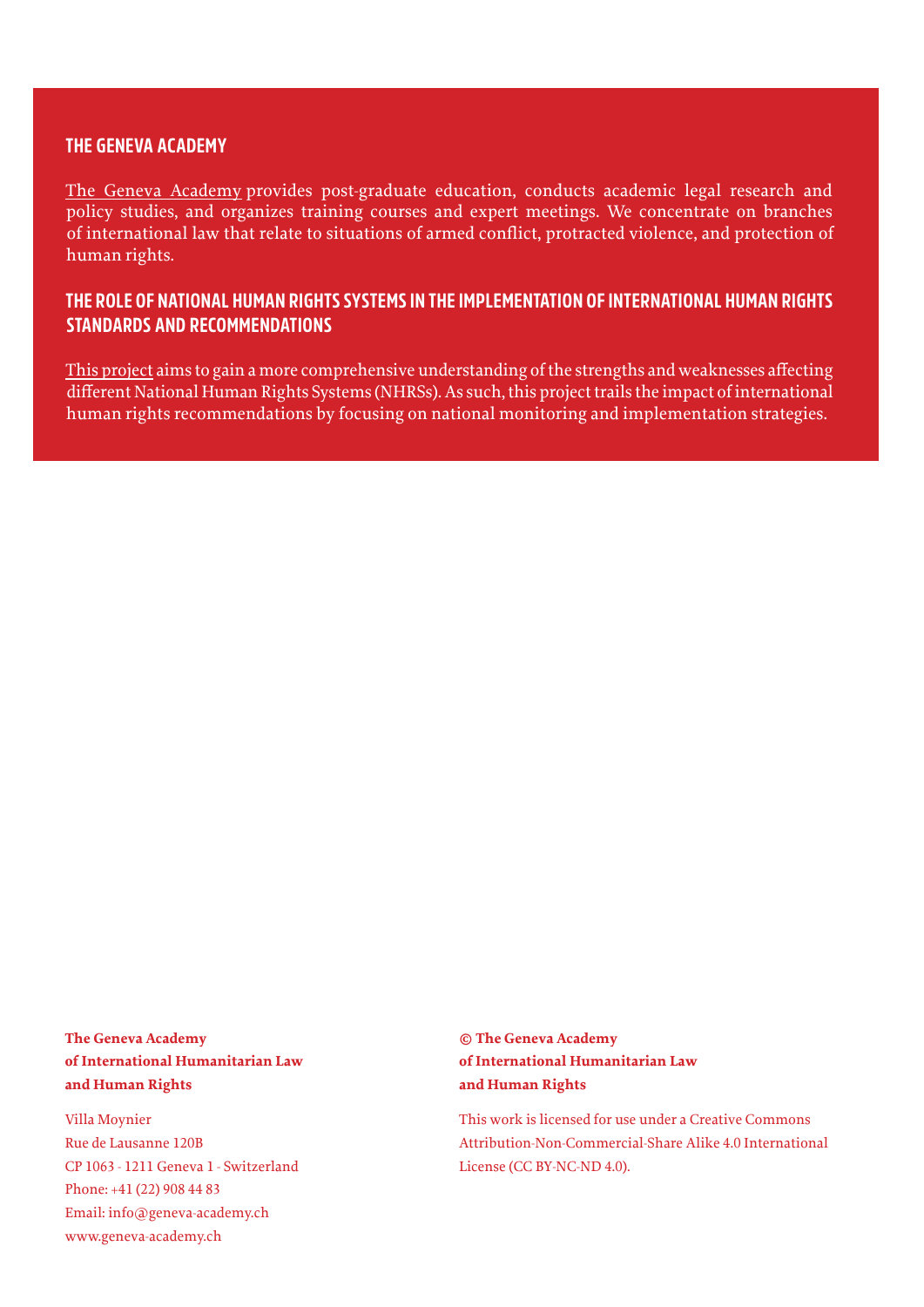## THE GENEVA ACADEMY

The Geneva Academy provides post-graduate education, conducts academic legal research and policy studies, and organizes training courses and expert meetings. We concentrate on branches of international law that relate to situations of armed conflict, protracted violence, and protection of human rights.

## THE ROLE OF NATIONAL HUMAN RIGHTS SYSTEMS IN THE IMPLEMENTATION OF INTERNATIONAL HUMAN RIGHTS STANDARDS AND RECOMMENDATIONS

This project aims to gain a more comprehensive understanding of the strengths and weaknesses affecting different National Human Rights Systems (NHRSs). As such, this project trails the impact of international human rights recommendations by focusing on national monitoring and implementation strategies.

**The Geneva Academy**
**of International Humanitarian Law**
**and Human Rights**

Villa Moynier
Rue de Lausanne 120B
CP 1063 - 1211 Geneva 1 - Switzerland
Phone: +41 (22) 908 44 83
Email: info@geneva-academy.ch
www.geneva-academy.ch

**© The Geneva Academy**
**of International Humanitarian Law**
**and Human Rights**

This work is licensed for use under a Creative Commons Attribution-Non-Commercial-Share Alike 4.0 International License (CC BY-NC-ND 4.0).